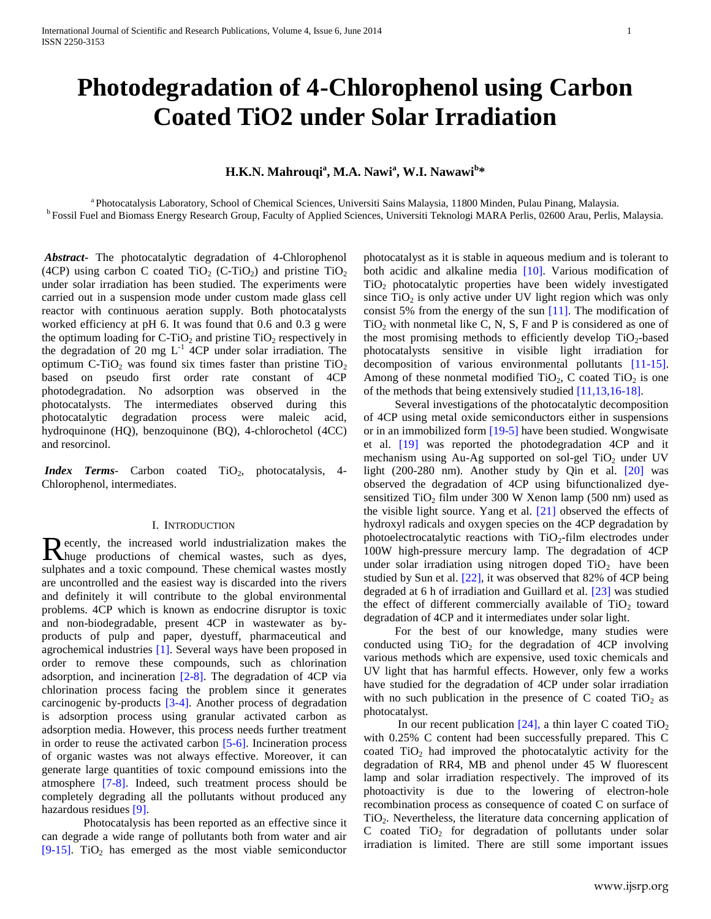# Photodegradation of 4-Chlorophenol using Carbon Coated TiO2 under Solar Irradiation

**H.K.N. Mahrouqi[a], M.A. Nawi[a], W.I. Nawawi[b]***

[a] Photocatalysis Laboratory, School of Chemical Sciences, Universiti Sains Malaysia, 11800 Minden, Pulau Pinang, Malaysia.
[b] Fossil Fuel and Biomass Energy Research Group, Faculty of Applied Sciences, Universiti Teknologi MARA Perlis, 02600 Arau, Perlis, Malaysia.

***Abstract***- The photocatalytic degradation of 4-Chlorophenol (4CP) using carbon C coated $TiO_2$ (C-$TiO_2$) and pristine $TiO_2$ under solar irradiation has been studied. The experiments were carried out in a suspension mode under custom made glass cell reactor with continuous aeration supply. Both photocatalysts worked efficiency at pH 6. It was found that 0.6 and 0.3 g were the optimum loading for C-$TiO_2$ and pristine $TiO_2$ respectively in the degradation of 20 mg $L^{-1}$ 4CP under solar irradiation. The optimum C-$TiO_2$ was found six times faster than pristine $TiO_2$ based on pseudo first order rate constant of 4CP photodegradation. No adsorption was observed in the photocatalysts. The intermediates observed during this photocatalytic degradation process were maleic acid, hydroquinone (HQ), benzoquinone (BQ), 4-chlorochetol (4CC) and resorcinol.

***Index Terms***- Carbon coated $TiO_2$, photocatalysis, 4-Chlorophenol, intermediates.

## I. Introduction

Recently, the increased world industrialization makes the huge productions of chemical wastes, such as dyes, sulphates and a toxic compound. These chemical wastes mostly are uncontrolled and the easiest way is discarded into the rivers and definitely it will contribute to the global environmental problems. 4CP which is known as endocrine disruptor is toxic and non-biodegradable, present 4CP in wastewater as by-products of pulp and paper, dyestuff, pharmaceutical and agrochemical industries [1]. Several ways have been proposed in order to remove these compounds, such as chlorination adsorption, and incineration [2-8]. The degradation of 4CP via chlorination process facing the problem since it generates carcinogenic by-products [3-4]. Another process of degradation is adsorption process using granular activated carbon as adsorption media. However, this process needs further treatment in order to reuse the activated carbon [5-6]. Incineration process of organic wastes was not always effective. Moreover, it can generate large quantities of toxic compound emissions into the atmosphere [7-8]. Indeed, such treatment process should be completely degrading all the pollutants without produced any hazardous residues [9].

Photocatalysis has been reported as an effective since it can degrade a wide range of pollutants both from water and air [9-15]. $TiO_2$ has emerged as the most viable semiconductor photocatalyst as it is stable in aqueous medium and is tolerant to both acidic and alkaline media [10]. Various modification of $TiO_2$ photocatalytic properties have been widely investigated since $TiO_2$ is only active under UV light region which was only consist 5% from the energy of the sun [11]. The modification of $TiO_2$ with nonmetal like C, N, S, F and P is considered as one of the most promising methods to efficiently develop $TiO_2$-based photocatalysts sensitive in visible light irradiation for decomposition of various environmental pollutants [11-15]. Among of these nonmetal modified $TiO_2$, C coated $TiO_2$ is one of the methods that being extensively studied [11,13,16-18].

Several investigations of the photocatalytic decomposition of 4CP using metal oxide semiconductors either in suspensions or in an immobilized form [19-5] have been studied. Wongwisate et al. [19] was reported the photodegradation 4CP and it mechanism using Au-Ag supported on sol-gel $TiO_2$ under UV light (200-280 nm). Another study by Qin et al. [20] was observed the degradation of 4CP using bifunctionalized dye-sensitized $TiO_2$ film under 300 W Xenon lamp (500 nm) used as the visible light source. Yang et al. [21] observed the effects of hydroxyl radicals and oxygen species on the 4CP degradation by photoelectrocatalytic reactions with $TiO_2$-film electrodes under 100W high-pressure mercury lamp. The degradation of 4CP under solar irradiation using nitrogen doped $TiO_2$ have been studied by Sun et al. [22], it was observed that 82% of 4CP being degraded at 6 h of irradiation and Guillard et al. [23] was studied the effect of different commercially available of $TiO_2$ toward degradation of 4CP and it intermediates under solar light.

For the best of our knowledge, many studies were conducted using $TiO_2$ for the degradation of 4CP involving various methods which are expensive, used toxic chemicals and UV light that has harmful effects. However, only few a works have studied for the degradation of 4CP under solar irradiation with no such publication in the presence of C coated $TiO_2$ as photocatalyst.

In our recent publication [24], a thin layer C coated $TiO_2$ with 0.25% C content had been successfully prepared. This C coated $TiO_2$ had improved the photocatalytic activity for the degradation of RR4, MB and phenol under 45 W fluorescent lamp and solar irradiation respectively. The improved of its photoactivity is due to the lowering of electron-hole recombination process as consequence of coated C on surface of $TiO_2$. Nevertheless, the literature data concerning application of C coated $TiO_2$ for degradation of pollutants under solar irradiation is limited. There are still some important issues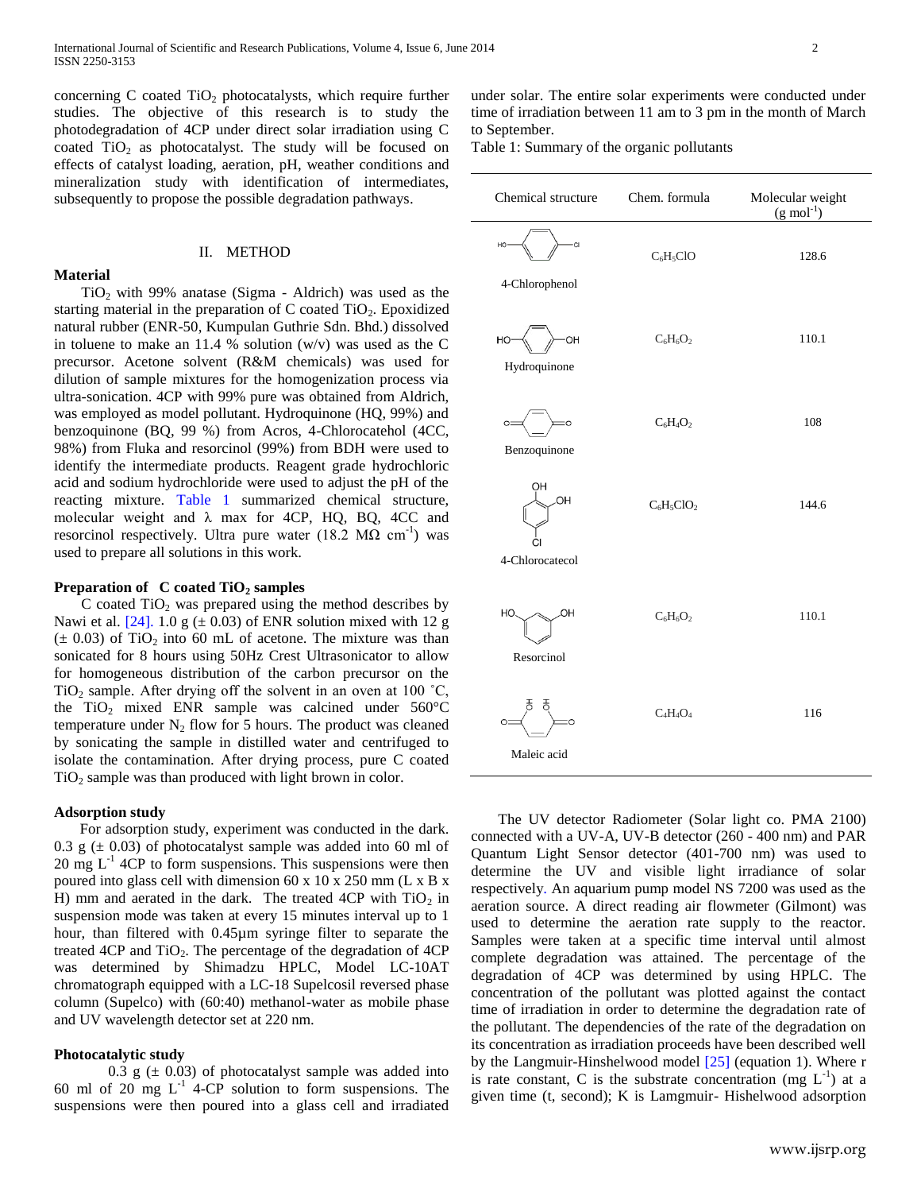concerning C coated $TiO_2$ photocatalysts, which require further studies. The objective of this research is to study the photodegradation of 4CP under direct solar irradiation using C coated $TiO_2$ as photocatalyst. The study will be focused on effects of catalyst loading, aeration, pH, weather conditions and mineralization study with identification of intermediates, subsequently to propose the possible degradation pathways.

## II. METHOD

### Material

$TiO_2$ with 99% anatase (Sigma - Aldrich) was used as the starting material in the preparation of C coated $TiO_2$. Epoxidized natural rubber (ENR-50, Kumpulan Guthrie Sdn. Bhd.) dissolved in toluene to make an 11.4 % solution (w/v) was used as the C precursor. Acetone solvent (R&M chemicals) was used for dilution of sample mixtures for the homogenization process via ultra-sonication. 4CP with 99% pure was obtained from Aldrich, was employed as model pollutant. Hydroquinone (HQ, 99%) and benzoquinone (BQ, 99 %) from Acros, 4-Chlorocatehol (4CC, 98%) from Fluka and resorcinol (99%) from BDH were used to identify the intermediate products. Reagent grade hydrochloric acid and sodium hydrochloride were used to adjust the pH of the reacting mixture. Table 1 summarized chemical structure, molecular weight and λ max for 4CP, HQ, BQ, 4CC and resorcinol respectively. Ultra pure water (18.2 MΩ $cm^{-1}$) was used to prepare all solutions in this work.

### Preparation of C coated $TiO_2$ samples

C coated $TiO_2$ was prepared using the method describes by Nawi et al. [24]. 1.0 g (± 0.03) of ENR solution mixed with 12 g (± 0.03) of $TiO_2$ into 60 mL of acetone. The mixture was than sonicated for 8 hours using 50Hz Crest Ultrasonicator to allow for homogeneous distribution of the carbon precursor on the $TiO_2$ sample. After drying off the solvent in an oven at 100 ˚C, the $TiO_2$ mixed ENR sample was calcined under 560°C temperature under $N_2$ flow for 5 hours. The product was cleaned by sonicating the sample in distilled water and centrifuged to isolate the contamination. After drying process, pure C coated $TiO_2$ sample was than produced with light brown in color.

### Adsorption study

For adsorption study, experiment was conducted in the dark. 0.3 g (± 0.03) of photocatalyst sample was added into 60 ml of 20 mg $L^{-1}$ 4CP to form suspensions. This suspensions were then poured into glass cell with dimension 60 x 10 x 250 mm (L x B x H) mm and aerated in the dark. The treated 4CP with $TiO_2$ in suspension mode was taken at every 15 minutes interval up to 1 hour, than filtered with 0.45µm syringe filter to separate the treated 4CP and $TiO_2$. The percentage of the degradation of 4CP was determined by Shimadzu HPLC, Model LC-10AT chromatograph equipped with a LC-18 Supelcosil reversed phase column (Supelco) with (60:40) methanol-water as mobile phase and UV wavelength detector set at 220 nm.

### Photocatalytic study

0.3 g (± 0.03) of photocatalyst sample was added into 60 ml of 20 mg $L^{-1}$ 4-CP solution to form suspensions. The suspensions were then poured into a glass cell and irradiated under solar. The entire solar experiments were conducted under time of irradiation between 11 am to 3 pm in the month of March to September.

Table 1: Summary of the organic pollutants

| Chemical structure | Chem. formula | Molecular weight ($g\ mol^{-1}$) |
|---|---|---|
| 4-Chlorophenol | $C_6H_5ClO$ | 128.6 |
| Hydroquinone | $C_6H_6O_2$ | 110.1 |
| Benzoquinone | $C_6H_4O_2$ | 108 |
| 4-Chlorocatecol | $C_6H_5ClO_2$ | 144.6 |
| Resorcinol | $C_6H_6O_2$ | 110.1 |
| Maleic acid | $C_4H_4O_4$ | 116 |

The UV detector Radiometer (Solar light co. PMA 2100) connected with a UV-A, UV-B detector (260 - 400 nm) and PAR Quantum Light Sensor detector (401-700 nm) was used to determine the UV and visible light irradiance of solar respectively. An aquarium pump model NS 7200 was used as the aeration source. A direct reading air flowmeter (Gilmont) was used to determine the aeration rate supply to the reactor. Samples were taken at a specific time interval until almost complete degradation was attained. The percentage of the degradation of 4CP was determined by using HPLC. The concentration of the pollutant was plotted against the contact time of irradiation in order to determine the degradation rate of the pollutant. The dependencies of the rate of the degradation on its concentration as irradiation proceeds have been described well by the Langmuir-Hinshelwood model [25] (equation 1). Where r is rate constant, C is the substrate concentration (mg $L^{-1}$) at a given time (t, second); K is Lamgmuir- Hishelwood adsorption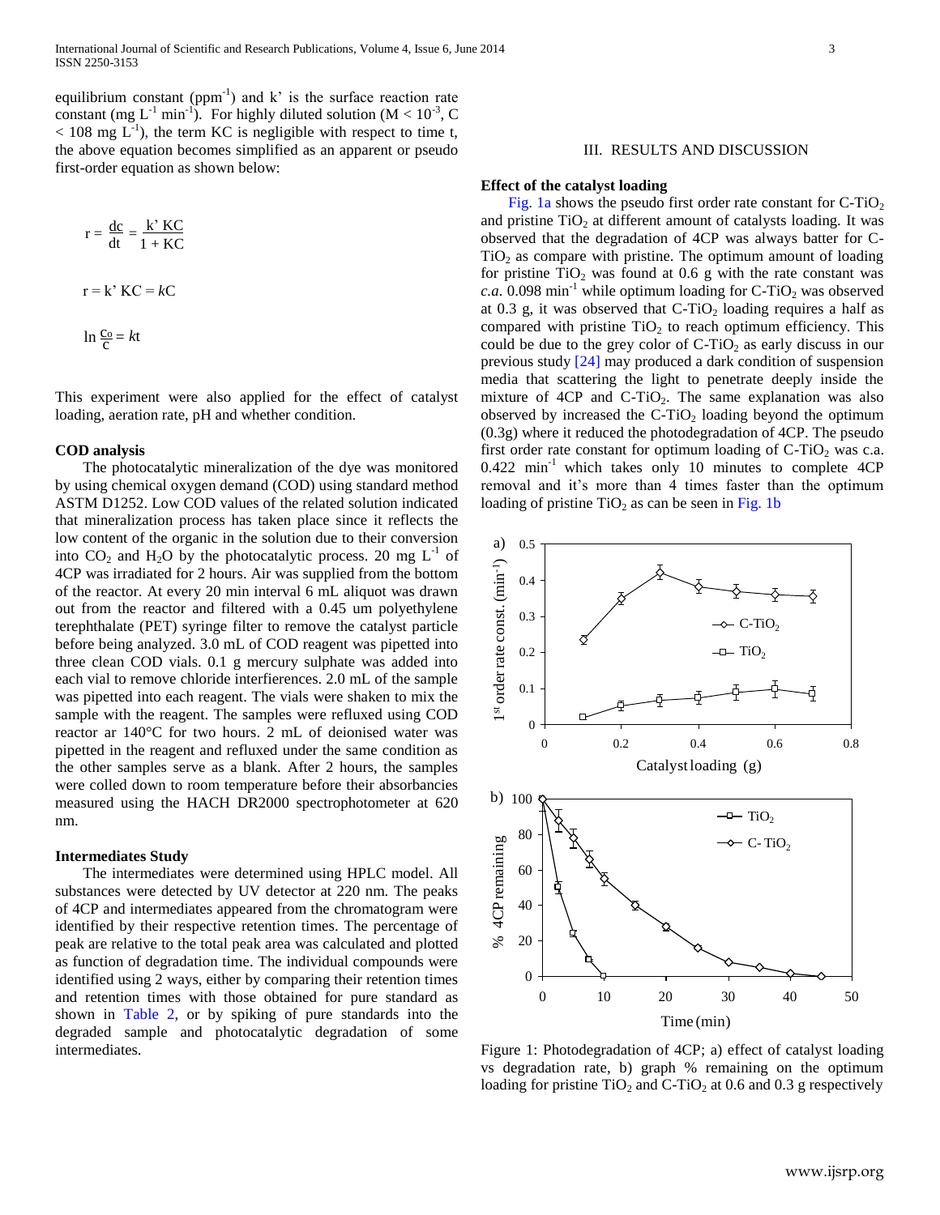equilibrium constant ($ppm^{-1}$) and k' is the surface reaction rate constant ($mg\ L^{-1}\ min^{-1}$). For highly diluted solution ($M < 10^{-3}$, $C < 108\ mg\ L^{-1}$), the term KC is negligible with respect to time t, the above equation becomes simplified as an apparent or pseudo first-order equation as shown below:

$$r = \frac{dc}{dt} = \frac{k' KC}{1 + KC}$$

$$r = k' KC = kC$$

$$\ln \frac{C_o}{C} = kt$$

This experiment were also applied for the effect of catalyst loading, aeration rate, pH and whether condition.

**COD analysis**

The photocatalytic mineralization of the dye was monitored by using chemical oxygen demand (COD) using standard method ASTM D1252. Low COD values of the related solution indicated that mineralization process has taken place since it reflects the low content of the organic in the solution due to their conversion into $CO_2$ and $H_2O$ by the photocatalytic process. 20 mg $L^{-1}$ of 4CP was irradiated for 2 hours. Air was supplied from the bottom of the reactor. At every 20 min interval 6 mL aliquot was drawn out from the reactor and filtered with a 0.45 um polyethylene terephthalate (PET) syringe filter to remove the catalyst particle before being analyzed. 3.0 mL of COD reagent was pipetted into three clean COD vials. 0.1 g mercury sulphate was added into each vial to remove chloride interfierences. 2.0 mL of the sample was pipetted into each reagent. The vials were shaken to mix the sample with the reagent. The samples were refluxed using COD reactor ar 140°C for two hours. 2 mL of deionised water was pipetted in the reagent and refluxed under the same condition as the other samples serve as a blank. After 2 hours, the samples were colled down to room temperature before their absorbancies measured using the HACH DR2000 spectrophotometer at 620 nm.

**Intermediates Study**

The intermediates were determined using HPLC model. All substances were detected by UV detector at 220 nm. The peaks of 4CP and intermediates appeared from the chromatogram were identified by their respective retention times. The percentage of peak are relative to the total peak area was calculated and plotted as function of degradation time. The individual compounds were identified using 2 ways, either by comparing their retention times and retention times with those obtained for pure standard as shown in Table 2, or by spiking of pure standards into the degraded sample and photocatalytic degradation of some intermediates.

## III. RESULTS AND DISCUSSION

**Effect of the catalyst loading**

Fig. 1a shows the pseudo first order rate constant for C-$TiO_2$ and pristine $TiO_2$ at different amount of catalysts loading. It was observed that the degradation of 4CP was always batter for C-$TiO_2$ as compare with pristine. The optimum amount of loading for pristine $TiO_2$ was found at 0.6 g with the rate constant was *c.a.* 0.098 $min^{-1}$ while optimum loading for C-$TiO_2$ was observed at 0.3 g, it was observed that C-$TiO_2$ loading requires a half as compared with pristine $TiO_2$ to reach optimum efficiency. This could be due to the grey color of C-$TiO_2$ as early discuss in our previous study [24] may produced a dark condition of suspension media that scattering the light to penetrate deeply inside the mixture of 4CP and C-$TiO_2$. The same explanation was also observed by increased the C-$TiO_2$ loading beyond the optimum (0.3g) where it reduced the photodegradation of 4CP. The pseudo first order rate constant for optimum loading of C-$TiO_2$ was c.a. 0.422 $min^{-1}$ which takes only 10 minutes to complete 4CP removal and it's more than 4 times faster than the optimum loading of pristine $TiO_2$ as can be seen in Fig. 1b

Figure 1: Photodegradation of 4CP; a) effect of catalyst loading vs degradation rate, b) graph % remaining on the optimum loading for pristine $TiO_2$ and C-$TiO_2$ at 0.6 and 0.3 g respectively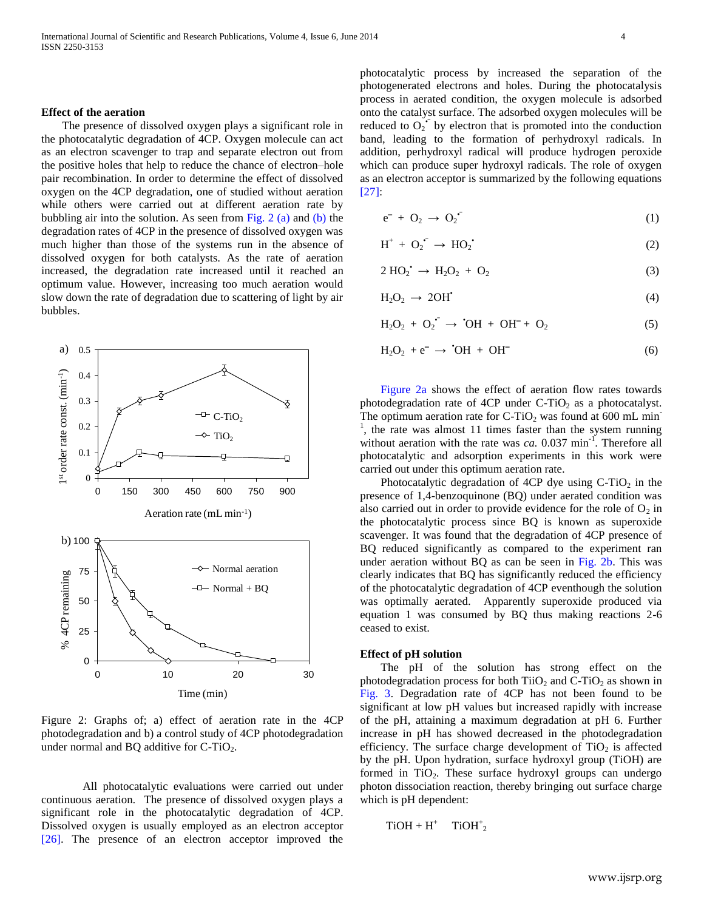### Effect of the aeration

The presence of dissolved oxygen plays a significant role in the photocatalytic degradation of 4CP. Oxygen molecule can act as an electron scavenger to trap and separate electron out from the positive holes that help to reduce the chance of electron–hole pair recombination. In order to determine the effect of dissolved oxygen on the 4CP degradation, one of studied without aeration while others were carried out at different aeration rate by bubbling air into the solution. As seen from Fig. 2 (a) and (b) the degradation rates of 4CP in the presence of dissolved oxygen was much higher than those of the systems run in the absence of dissolved oxygen for both catalysts. As the rate of aeration increased, the degradation rate increased until it reached an optimum value. However, increasing too much aeration would slow down the rate of degradation due to scattering of light by air bubbles.

Figure 2: Graphs of; a) effect of aeration rate in the 4CP photodegradation and b) a control study of 4CP photodegradation under normal and BQ additive for C-$TiO_2$.

All photocatalytic evaluations were carried out under continuous aeration. The presence of dissolved oxygen plays a significant role in the photocatalytic degradation of 4CP. Dissolved oxygen is usually employed as an electron acceptor [26]. The presence of an electron acceptor improved the photocatalytic process by increased the separation of the photogenerated electrons and holes. During the photocatalysis process in aerated condition, the oxygen molecule is adsorbed onto the catalyst surface. The adsorbed oxygen molecules will be reduced to $O_2^{\bullet-}$ by electron that is promoted into the conduction band, leading to the formation of perhydroxyl radicals. In addition, perhydroxyl radical will produce hydrogen peroxide which can produce super hydroxyl radicals. The role of oxygen as an electron acceptor is summarized by the following equations [27]:

$$e^- + O_2 \rightarrow O_2^{\bullet-} \quad (1)$$

$$H^+ + O_2^{\bullet-} \rightarrow HO_2^{\bullet} \quad (2)$$

$$2\,HO_2^{\bullet} \rightarrow H_2O_2 + O_2 \quad (3)$$

$$H_2O_2 \rightarrow 2OH^{\bullet} \quad (4)$$

$$H_2O_2 + O_2^{\bullet-} \rightarrow {}^{\bullet}OH + OH^- + O_2 \quad (5)$$

$$H_2O_2 + e^- \rightarrow {}^{\bullet}OH + OH^- \quad (6)$$

Figure 2a shows the effect of aeration flow rates towards photodegradation rate of 4CP under C-$TiO_2$ as a photocatalyst. The optimum aeration rate for C-$TiO_2$ was found at 600 mL $min^{-1}$, the rate was almost 11 times faster than the system running without aeration with the rate was *ca.* 0.037 $min^{-1}$. Therefore all photocatalytic and adsorption experiments in this work were carried out under this optimum aeration rate.

Photocatalytic degradation of 4CP dye using C-$TiO_2$ in the presence of 1,4-benzoquinone (BQ) under aerated condition was also carried out in order to provide evidence for the role of $O_2$ in the photocatalytic process since BQ is known as superoxide scavenger. It was found that the degradation of 4CP presence of BQ reduced significantly as compared to the experiment ran under aeration without BQ as can be seen in Fig. 2b. This was clearly indicates that BQ has significantly reduced the efficiency of the photocatalytic degradation of 4CP eventhough the solution was optimally aerated. Apparently superoxide produced via equation 1 was consumed by BQ thus making reactions 2-6 ceased to exist.

### Effect of pH solution

The pH of the solution has strong effect on the photodegradation process for both $TiiO_2$ and C-$TiO_2$ as shown in Fig. 3. Degradation rate of 4CP has not been found to be significant at low pH values but increased rapidly with increase of the pH, attaining a maximum degradation at pH 6. Further increase in pH has showed decreased in the photodegradation efficiency. The surface charge development of $TiO_2$ is affected by the pH. Upon hydration, surface hydroxyl group (TiOH) are formed in $TiO_2$. These surface hydroxyl groups can undergo photon dissociation reaction, thereby bringing out surface charge which is pH dependent:

$$TiOH + H^+ \quad TiOH_2^+$$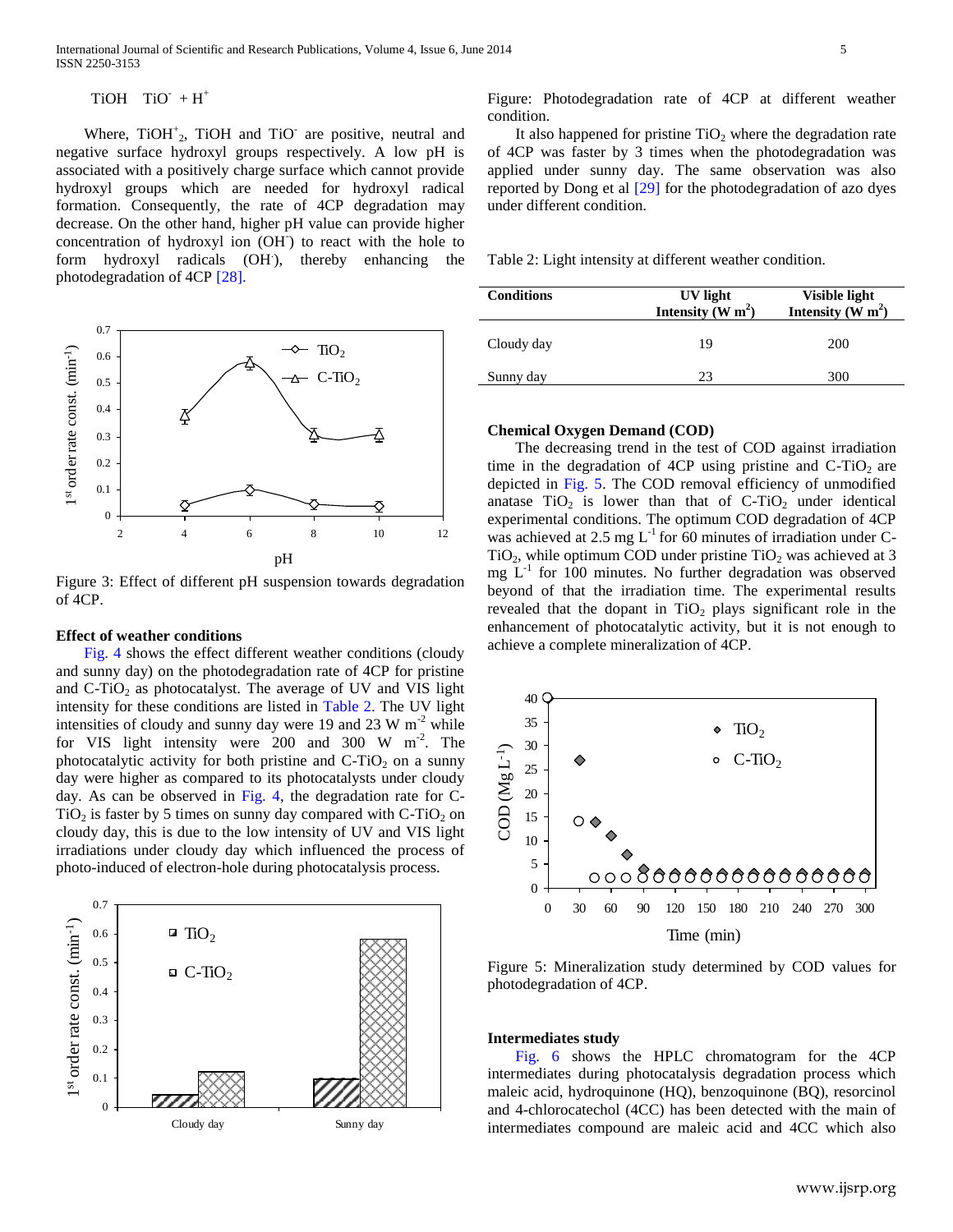$$TiOH \quad TiO^- + H^+$$

Where, $TiOH^+_2$, TiOH and $TiO^-$ are positive, neutral and negative surface hydroxyl groups respectively. A low pH is associated with a positively charge surface which cannot provide hydroxyl groups which are needed for hydroxyl radical formation. Consequently, the rate of 4CP degradation may decrease. On the other hand, higher pH value can provide higher concentration of hydroxyl ion ($OH^-$) to react with the hole to form hydroxyl radicals ($OH^·$), thereby enhancing the photodegradation of 4CP [28].

Figure 3: Effect of different pH suspension towards degradation of 4CP.

## Effect of weather conditions

Fig. 4 shows the effect different weather conditions (cloudy and sunny day) on the photodegradation rate of 4CP for pristine and C-$TiO_2$ as photocatalyst. The average of UV and VIS light intensity for these conditions are listed in Table 2. The UV light intensities of cloudy and sunny day were 19 and 23 W $m^{-2}$ while for VIS light intensity were 200 and 300 W $m^{-2}$. The photocatalytic activity for both pristine and C-$TiO_2$ on a sunny day were higher as compared to its photocatalysts under cloudy day. As can be observed in Fig. 4, the degradation rate for C-$TiO_2$ is faster by 5 times on sunny day compared with C-$TiO_2$ on cloudy day, this is due to the low intensity of UV and VIS light irradiations under cloudy day which influenced the process of photo-induced of electron-hole during photocatalysis process.

Figure: Photodegradation rate of 4CP at different weather condition.

It also happened for pristine $TiO_2$ where the degradation rate of 4CP was faster by 3 times when the photodegradation was applied under sunny day. The same observation was also reported by Dong et al [29] for the photodegradation of azo dyes under different condition.

Table 2: Light intensity at different weather condition.

| Conditions | UV light Intensity (W $m^2$) | Visible light Intensity (W $m^2$) |
|---|---|---|
| Cloudy day | 19 | 200 |
| Sunny day | 23 | 300 |

## Chemical Oxygen Demand (COD)

The decreasing trend in the test of COD against irradiation time in the degradation of 4CP using pristine and C-$TiO_2$ are depicted in Fig. 5. The COD removal efficiency of unmodified anatase $TiO_2$ is lower than that of C-$TiO_2$ under identical experimental conditions. The optimum COD degradation of 4CP was achieved at 2.5 mg $L^{-1}$ for 60 minutes of irradiation under C-$TiO_2$, while optimum COD under pristine $TiO_2$ was achieved at 3 mg $L^{-1}$ for 100 minutes. No further degradation was observed beyond of that the irradiation time. The experimental results revealed that the dopant in $TiO_2$ plays significant role in the enhancement of photocatalytic activity, but it is not enough to achieve a complete mineralization of 4CP.

Figure 5: Mineralization study determined by COD values for photodegradation of 4CP.

## Intermediates study

Fig. 6 shows the HPLC chromatogram for the 4CP intermediates during photocatalysis degradation process which maleic acid, hydroquinone (HQ), benzoquinone (BQ), resorcinol and 4-chlorocatechol (4CC) has been detected with the main of intermediates compound are maleic acid and 4CC which also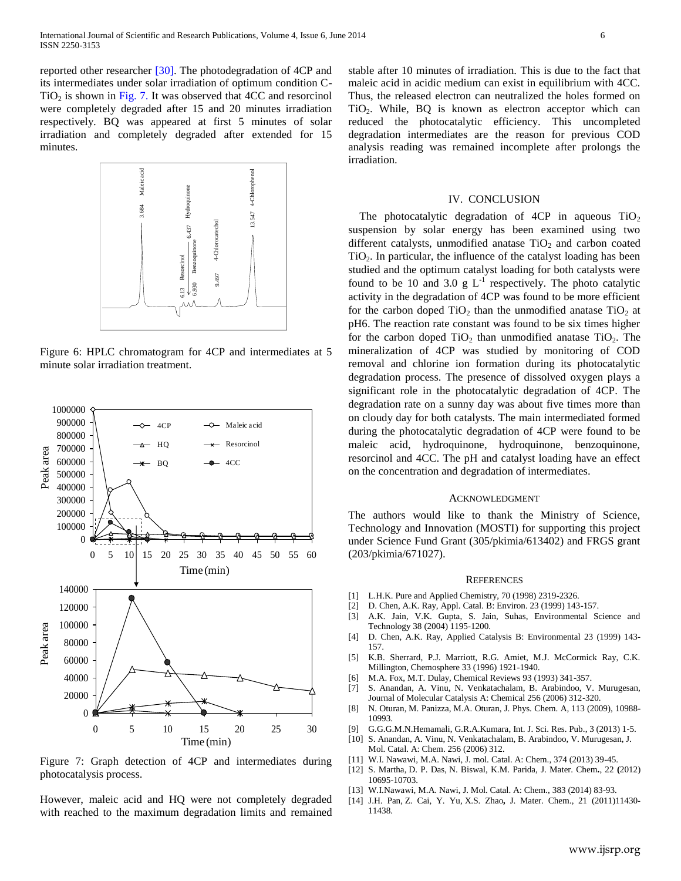reported other researcher [30]. The photodegradation of 4CP and its intermediates under solar irradiation of optimum condition C-$TiO_2$ is shown in Fig. 7. It was observed that 4CC and resorcinol were completely degraded after 15 and 20 minutes irradiation respectively. BQ was appeared at first 5 minutes of solar irradiation and completely degraded after extended for 15 minutes.

Figure 6: HPLC chromatogram for 4CP and intermediates at 5 minute solar irradiation treatment.

Figure 7: Graph detection of 4CP and intermediates during photocatalysis process.

However, maleic acid and HQ were not completely degraded with reached to the maximum degradation limits and remained stable after 10 minutes of irradiation. This is due to the fact that maleic acid in acidic medium can exist in equilibrium with 4CC. Thus, the released electron can neutralized the holes formed on $TiO_2$. While, BQ is known as electron acceptor which can reduced the photocatalytic efficiency. This uncompleted degradation intermediates are the reason for previous COD analysis reading was remained incomplete after prolongs the irradiation.

## IV. CONCLUSION

The photocatalytic degradation of 4CP in aqueous $TiO_2$ suspension by solar energy has been examined using two different catalysts, unmodified anatase $TiO_2$ and carbon coated $TiO_2$. In particular, the influence of the catalyst loading has been studied and the optimum catalyst loading for both catalysts were found to be 10 and 3.0 g $L^{-1}$ respectively. The photo catalytic activity in the degradation of 4CP was found to be more efficient for the carbon doped $TiO_2$ than the unmodified anatase $TiO_2$ at pH6. The reaction rate constant was found to be six times higher for the carbon doped $TiO_2$ than unmodified anatase $TiO_2$. The mineralization of 4CP was studied by monitoring of COD removal and chlorine ion formation during its photocatalytic degradation process. The presence of dissolved oxygen plays a significant role in the photocatalytic degradation of 4CP. The degradation rate on a sunny day was about five times more than on cloudy day for both catalysts. The main intermediated formed during the photocatalytic degradation of 4CP were found to be maleic acid, hydroquinone, hydroquinone, benzoquinone, resorcinol and 4CC. The pH and catalyst loading have an effect on the concentration and degradation of intermediates.

## ACKNOWLEDGMENT

The authors would like to thank the Ministry of Science, Technology and Innovation (MOSTI) for supporting this project under Science Fund Grant (305/pkimia/613402) and FRGS grant (203/pkimia/671027).

## REFERENCES

[1] L.H.K. Pure and Applied Chemistry, 70 (1998) 2319-2326.
[2] D. Chen, A.K. Ray, Appl. Catal. B: Environ. 23 (1999) 143-157.
[3] A.K. Jain, V.K. Gupta, S. Jain, Suhas, Environmental Science and Technology 38 (2004) 1195-1200.
[4] D. Chen, A.K. Ray, Applied Catalysis B: Environmental 23 (1999) 143-157.
[5] K.B. Sherrard, P.J. Marriott, R.G. Amiet, M.J. McCormick Ray, C.K. Millington, Chemosphere 33 (1996) 1921-1940.
[6] M.A. Fox, M.T. Dulay, Chemical Reviews 93 (1993) 341-357.
[7] S. Anandan, A. Vinu, N. Venkatachalam, B. Arabindoo, V. Murugesan, Journal of Molecular Catalysis A: Chemical 256 (2006) 312-320.
[8] N. Oturan, M. Panizza, M.A. Oturan, J. Phys. Chem. A, 113 (2009), 10988-10993.
[9] G.G.G.M.N.Hemamali, G.R.A.Kumara, Int. J. Sci. Res. Pub., 3 (2013) 1-5.
[10] S. Anandan, A. Vinu, N. Venkatachalam, B. Arabindoo, V. Murugesan, J. Mol. Catal. A: Chem. 256 (2006) 312.
[11] W.I. Nawawi, M.A. Nawi, J. mol. Catal. A: Chem., 374 (2013) 39-45.
[12] S. Martha, D. P. Das, N. Biswal, K.M. Parida, J. Mater. Chem., 22 (2012) 10695-10703.
[13] W.I.Nawawi, M.A. Nawi, J. Mol. Catal. A: Chem., 383 (2014) 83-93.
[14] J.H. Pan, Z. Cai, Y. Yu, X.S. Zhao, J. Mater. Chem., 21 (2011)11430-11438.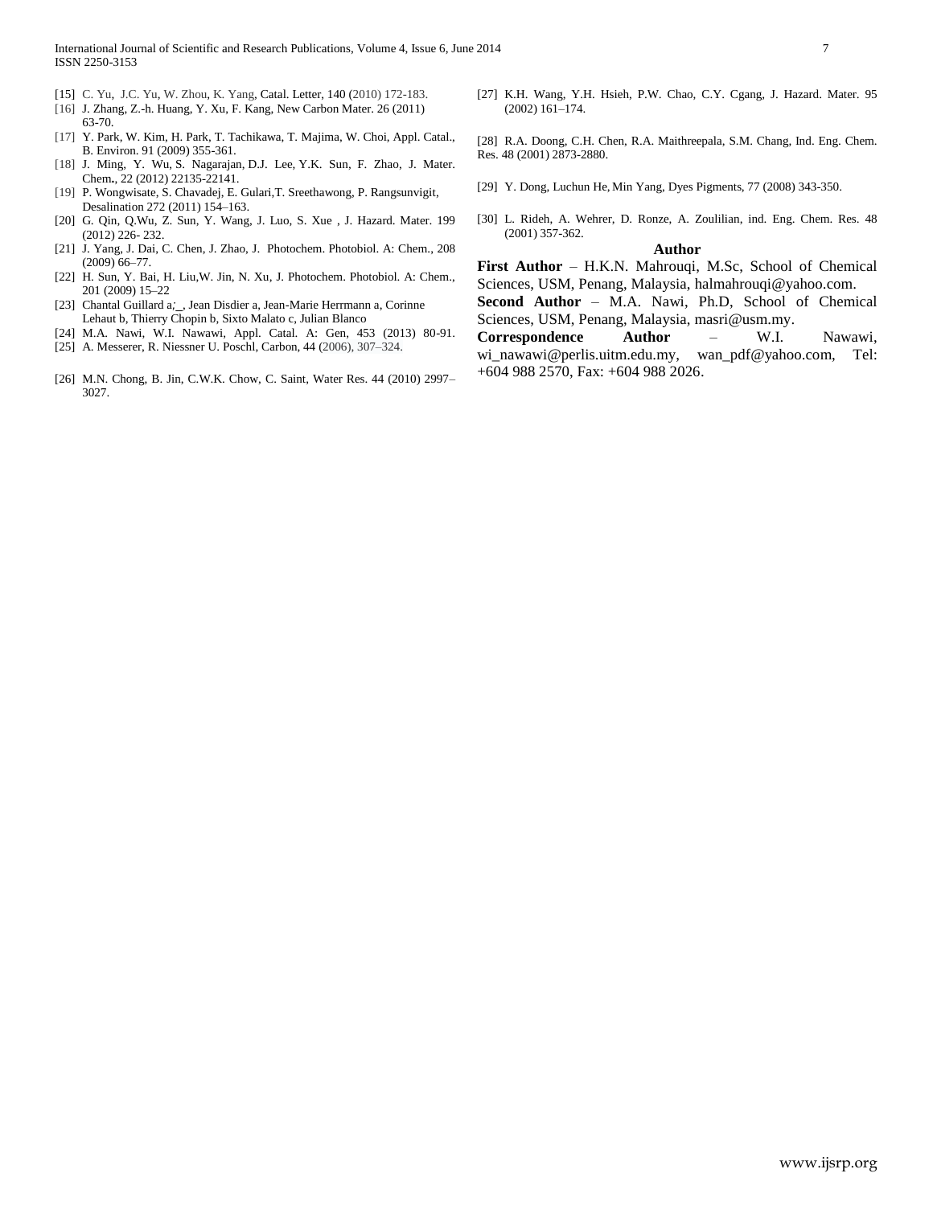[15] C. Yu, J.C. Yu, W. Zhou, K. Yang, Catal. Letter, 140 (2010) 172-183.

[16] J. Zhang, Z.-h. Huang, Y. Xu, F. Kang, New Carbon Mater. 26 (2011) 63-70.

[17] Y. Park, W. Kim, H. Park, T. Tachikawa, T. Majima, W. Choi, Appl. Catal., B. Environ. 91 (2009) 355-361.

[18] J. Ming, Y. Wu, S. Nagarajan, D.J. Lee, Y.K. Sun, F. Zhao, J. Mater. Chem., 22 (2012) 22135-22141.

[19] P. Wongwisate, S. Chavadej, E. Gulari,T. Sreethawong, P. Rangsunvigit, Desalination 272 (2011) 154–163.

[20] G. Qin, Q.Wu, Z. Sun, Y. Wang, J. Luo, S. Xue , J. Hazard. Mater. 199 (2012) 226- 232.

[21] J. Yang, J. Dai, C. Chen, J. Zhao, J. Photochem. Photobiol. A: Chem., 208 (2009) 66–77.

[22] H. Sun, Y. Bai, H. Liu,W. Jin, N. Xu, J. Photochem. Photobiol. A: Chem., 201 (2009) 15–22

[23] Chantal Guillard a,_, Jean Disdier a, Jean-Marie Herrmann a, Corinne Lehaut b, Thierry Chopin b, Sixto Malato c, Julian Blanco

[24] M.A. Nawi, W.I. Nawawi, Appl. Catal. A: Gen, 453 (2013) 80-91.

[25] A. Messerer, R. Niessner U. Poschl, Carbon, 44 (2006), 307–324.

[26] M.N. Chong, B. Jin, C.W.K. Chow, C. Saint, Water Res. 44 (2010) 2997–3027.

[27] K.H. Wang, Y.H. Hsieh, P.W. Chao, C.Y. Cgang, J. Hazard. Mater. 95 (2002) 161–174.

[28] R.A. Doong, C.H. Chen, R.A. Maithreepala, S.M. Chang, Ind. Eng. Chem. Res. 48 (2001) 2873-2880.

[29] Y. Dong, Luchun He, Min Yang, Dyes Pigments, 77 (2008) 343-350.

[30] L. Rideh, A. Wehrer, D. Ronze, A. Zoulilian, ind. Eng. Chem. Res. 48 (2001) 357-362.

## Author

**First Author** – H.K.N. Mahrouqi, M.Sc, School of Chemical Sciences, USM, Penang, Malaysia, halmahrouqi@yahoo.com.

**Second Author** – M.A. Nawi, Ph.D, School of Chemical Sciences, USM, Penang, Malaysia, masri@usm.my.

**Correspondence Author** – W.I. Nawawi, wi_nawawi@perlis.uitm.edu.my, wan_pdf@yahoo.com, Tel: +604 988 2570, Fax: +604 988 2026.